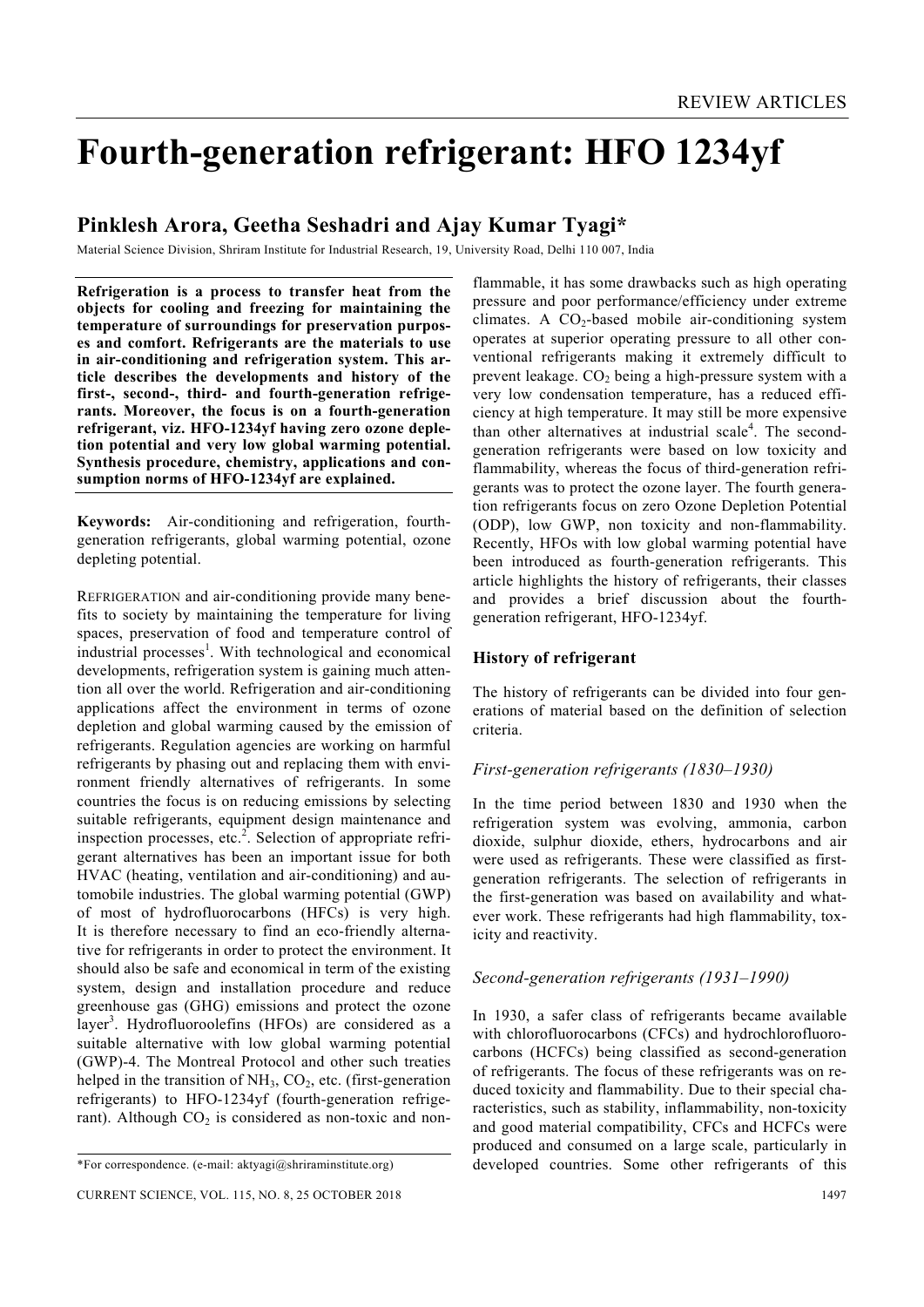# Fourth-generation refrigerant: HFO 1234yf

## Pinklesh Arora, Geetha Seshadri and Ajay Kumar Tyagi*

Material Science Division, Shriram Institute for Industrial Research, 19, University Road, Delhi 110 007, India

**Refrigeration is a process to transfer heat from the objects for cooling and freezing for maintaining the temperature of surroundings for preservation purposes and comfort. Refrigerants are the materials to use in air-conditioning and refrigeration system. This article describes the developments and history of the first-, second-, third- and fourth-generation refrigerants. Moreover, the focus is on a fourth-generation refrigerant, viz. HFO-1234yf having zero ozone depletion potential and very low global warming potential. Synthesis procedure, chemistry, applications and consumption norms of HFO-1234yf are explained.**

**Keywords:** Air-conditioning and refrigeration, fourth-generation refrigerants, global warming potential, ozone depleting potential.

REFRIGERATION and air-conditioning provide many benefits to society by maintaining the temperature for living spaces, preservation of food and temperature control of industrial processes[1]. With technological and economical developments, refrigeration system is gaining much attention all over the world. Refrigeration and air-conditioning applications affect the environment in terms of ozone depletion and global warming caused by the emission of refrigerants. Regulation agencies are working on harmful refrigerants by phasing out and replacing them with environment friendly alternatives of refrigerants. In some countries the focus is on reducing emissions by selecting suitable refrigerants, equipment design maintenance and inspection processes, etc.[2]. Selection of appropriate refrigerant alternatives has been an important issue for both HVAC (heating, ventilation and air-conditioning) and automobile industries. The global warming potential (GWP) of most of hydrofluorocarbons (HFCs) is very high. It is therefore necessary to find an eco-friendly alternative for refrigerants in order to protect the environment. It should also be safe and economical in term of the existing system, design and installation procedure and reduce greenhouse gas (GHG) emissions and protect the ozone layer[3]. Hydrofluoroolefins (HFOs) are considered as a suitable alternative with low global warming potential (GWP)-4. The Montreal Protocol and other such treaties helped in the transition of $NH_3$, $CO_2$, etc. (first-generation refrigerants) to HFO-1234yf (fourth-generation refrigerant). Although $CO_2$ is considered as non-toxic and non-flammable, it has some drawbacks such as high operating pressure and poor performance/efficiency under extreme climates. A $CO_2$-based mobile air-conditioning system operates at superior operating pressure to all other conventional refrigerants making it extremely difficult to prevent leakage. $CO_2$ being a high-pressure system with a very low condensation temperature, has a reduced efficiency at high temperature. It may still be more expensive than other alternatives at industrial scale[4]. The second-generation refrigerants were based on low toxicity and flammability, whereas the focus of third-generation refrigerants was to protect the ozone layer. The fourth generation refrigerants focus on zero Ozone Depletion Potential (ODP), low GWP, non toxicity and non-flammability. Recently, HFOs with low global warming potential have been introduced as fourth-generation refrigerants. This article highlights the history of refrigerants, their classes and provides a brief discussion about the fourth-generation refrigerant, HFO-1234yf.

## History of refrigerant

The history of refrigerants can be divided into four generations of material based on the definition of selection criteria.

### *First-generation refrigerants (1830–1930)*

In the time period between 1830 and 1930 when the refrigeration system was evolving, ammonia, carbon dioxide, sulphur dioxide, ethers, hydrocarbons and air were used as refrigerants. These were classified as first-generation refrigerants. The selection of refrigerants in the first-generation was based on availability and whatever work. These refrigerants had high flammability, toxicity and reactivity.

### *Second-generation refrigerants (1931–1990)*

In 1930, a safer class of refrigerants became available with chlorofluorocarbons (CFCs) and hydrochlorofluorocarbons (HCFCs) being classified as second-generation of refrigerants. The focus of these refrigerants was on reduced toxicity and flammability. Due to their special characteristics, such as stability, inflammability, non-toxicity and good material compatibility, CFCs and HCFCs were produced and consumed on a large scale, particularly in developed countries. Some other refrigerants of this

*For correspondence. (e-mail: aktyagi@shriraminstitute.org)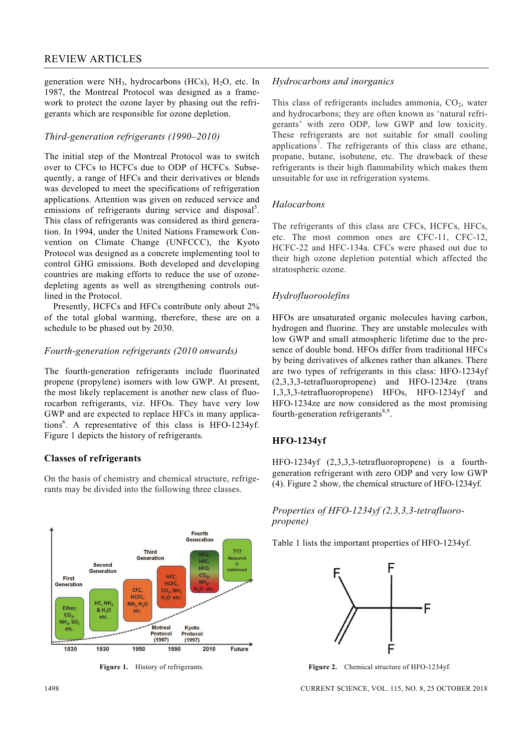generation were $NH_3$, hydrocarbons (HCs), $H_2O$, etc. In 1987, the Montreal Protocol was designed as a framework to protect the ozone layer by phasing out the refrigerants which are responsible for ozone depletion.

### *Third-generation refrigerants (1990–2010)*

The initial step of the Montreal Protocol was to switch over to CFCs to HCFCs due to ODP of HCFCs. Subsequently, a range of HFCs and their derivatives or blends was developed to meet the specifications of refrigeration applications. Attention was given on reduced service and emissions of refrigerants during service and disposal[5]. This class of refrigerants was considered as third generation. In 1994, under the United Nations Framework Convention on Climate Change (UNFCCC), the Kyoto Protocol was designed as a concrete implementing tool to control GHG emissions. Both developed and developing countries are making efforts to reduce the use of ozone-depleting agents as well as strengthening controls outlined in the Protocol.

Presently, HCFCs and HFCs contribute only about 2% of the total global warming, therefore, these are on a schedule to be phased out by 2030.

### *Fourth-generation refrigerants (2010 onwards)*

The fourth-generation refrigerants include fluorinated propene (propylene) isomers with low GWP. At present, the most likely replacement is another new class of fluorocarbon refrigerants, viz. HFOs. They have very low GWP and are expected to replace HFCs in many applications[6]. A representative of this class is HFO-1234yf. Figure 1 depicts the history of refrigerants.

## Classes of refrigerants

On the basis of chemistry and chemical structure, refrigerants may be divided into the following three classes.

**Figure 1.** History of refrigerants.

### *Hydrocarbons and inorganics*

This class of refrigerants includes ammonia, $CO_2$, water and hydrocarbons; they are often known as 'natural refrigerants' with zero ODP, low GWP and low toxicity. These refrigerants are not suitable for small cooling applications[7]. The refrigerants of this class are ethane, propane, butane, isobutene, etc. The drawback of these refrigerants is their high flammability which makes them unsuitable for use in refrigeration systems.

### *Halocarbons*

The refrigerants of this class are CFCs, HCFCs, HFCs, etc. The most common ones are CFC-11, CFC-12, HCFC-22 and HFC-134a. CFCs were phased out due to their high ozone depletion potential which affected the stratospheric ozone.

### *Hydrofluoroolefins*

HFOs are unsaturated organic molecules having carbon, hydrogen and fluorine. They are unstable molecules with low GWP and small atmospheric lifetime due to the presence of double bond. HFOs differ from traditional HFCs by being derivatives of alkenes rather than alkanes. There are two types of refrigerants in this class: HFO-1234yf (2,3,3,3-tetrafluoropropene) and HFO-1234ze (trans 1,3,3,3-tetrafluoropropene) HFOs, HFO-1234yf and HFO-1234ze are now considered as the most promising fourth-generation refrigerants[8,9].

## HFO-1234yf

HFO-1234yf (2,3,3,3-tetrafluoropropene) is a fourth-generation refrigerant with zero ODP and very low GWP (4). Figure 2 show, the chemical structure of HFO-1234yf.

### *Properties of HFO-1234yf (2,3,3,3-tetrafluoropropene)*

Table 1 lists the important properties of HFO-1234yf.

**Figure 2.** Chemical structure of HFO-1234yf.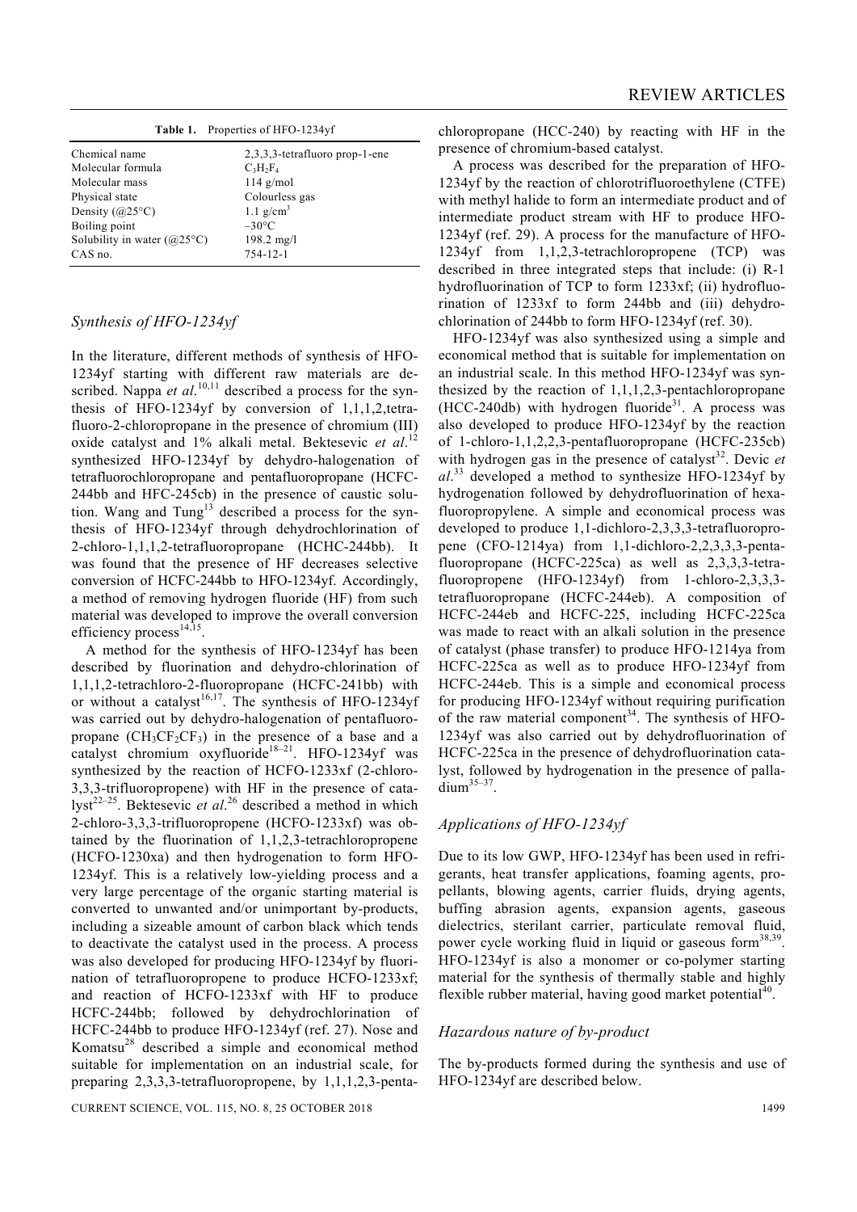**Table 1.** Properties of HFO-1234yf

| | |
|---|---|
| Chemical name | 2,3,3,3-tetrafluoro prop-1-ene |
| Molecular formula | $C_3H_2F_4$ |
| Molecular mass | 114 g/mol |
| Physical state | Colourless gas |
| Density (@25°C) | 1.1 g/cm$^3$ |
| Boiling point | –30°C |
| Solubility in water (@25°C) | 198.2 mg/l |
| CAS no. | 754-12-1 |

## *Synthesis of HFO-1234yf*

In the literature, different methods of synthesis of HFO-1234yf starting with different raw materials are described. Nappa *et al.*[10,11] described a process for the synthesis of HFO-1234yf by conversion of 1,1,1,2,tetrafluoro-2-chloropropane in the presence of chromium (III) oxide catalyst and 1% alkali metal. Bektesevic *et al.*[12] synthesized HFO-1234yf by dehydro-halogenation of tetrafluorochloropropane and pentafluoropropane (HCFC-244bb and HFC-245cb) in the presence of caustic solution. Wang and Tung[13] described a process for the synthesis of HFO-1234yf through dehydrochlorination of 2-chloro-1,1,1,2-tetrafluoropropane (HCHC-244bb). It was found that the presence of HF decreases selective conversion of HCFC-244bb to HFO-1234yf. Accordingly, a method of removing hydrogen fluoride (HF) from such material was developed to improve the overall conversion efficiency process[14,15].

A method for the synthesis of HFO-1234yf has been described by fluorination and dehydro-chlorination of 1,1,1,2-tetrachloro-2-fluoropropane (HCFC-241bb) with or without a catalyst[16,17]. The synthesis of HFO-1234yf was carried out by dehydro-halogenation of pentafluoropropane ($CH_3CF_2CF_3$) in the presence of a base and a catalyst chromium oxyfluoride[18–21]. HFO-1234yf was synthesized by the reaction of HCFO-1233xf (2-chloro-3,3,3-trifluoropropene) with HF in the presence of catalyst[22–25]. Bektesevic *et al.*[26] described a method in which 2-chloro-3,3,3-trifluoropropene (HCFO-1233xf) was obtained by the fluorination of 1,1,2,3-tetrachloropropene (HCFO-1230xa) and then hydrogenation to form HFO-1234yf. This is a relatively low-yielding process and a very large percentage of the organic starting material is converted to unwanted and/or unimportant by-products, including a sizeable amount of carbon black which tends to deactivate the catalyst used in the process. A process was also developed for producing HFO-1234yf by fluorination of tetrafluoropropene to produce HCFO-1233xf; and reaction of HCFO-1233xf with HF to produce HCFC-244bb; followed by dehydrochlorination of HCFC-244bb to produce HFO-1234yf (ref. 27). Nose and Komatsu[28] described a simple and economical method suitable for implementation on an industrial scale, for preparing 2,3,3,3-tetrafluoropropene, by 1,1,1,2,3-pentachloropropane (HCC-240) by reacting with HF in the presence of chromium-based catalyst.

A process was described for the preparation of HFO-1234yf by the reaction of chlorotrifluoroethylene (CTFE) with methyl halide to form an intermediate product and of intermediate product stream with HF to produce HFO-1234yf (ref. 29). A process for the manufacture of HFO-1234yf from 1,1,2,3-tetrachloropropene (TCP) was described in three integrated steps that include: (i) R-1 hydrofluorination of TCP to form 1233xf; (ii) hydrofluorination of 1233xf to form 244bb and (iii) dehydrochlorination of 244bb to form HFO-1234yf (ref. 30).

HFO-1234yf was also synthesized using a simple and economical method that is suitable for implementation on an industrial scale. In this method HFO-1234yf was synthesized by the reaction of 1,1,1,2,3-pentachloropropane (HCC-240db) with hydrogen fluoride[31]. A process was also developed to produce HFO-1234yf by the reaction of 1-chloro-1,1,2,2,3-pentafluoropropane (HCFC-235cb) with hydrogen gas in the presence of catalyst[32]. Devic *et al.*[33] developed a method to synthesize HFO-1234yf by hydrogenation followed by dehydrofluorination of hexafluoropropylene. A simple and economical process was developed to produce 1,1-dichloro-2,3,3,3-tetrafluoropropene (CFO-1214ya) from 1,1-dichloro-2,2,3,3,3-pentafluoropropane (HCFC-225ca) as well as 2,3,3,3-tetrafluoropropene (HFO-1234yf) from 1-chloro-2,3,3,3-tetrafluoropropane (HCFC-244eb). A composition of HCFC-244eb and HCFC-225, including HCFC-225ca was made to react with an alkali solution in the presence of catalyst (phase transfer) to produce HFO-1214ya from HCFC-225ca as well as to produce HFO-1234yf from HCFC-244eb. This is a simple and economical process for producing HFO-1234yf without requiring purification of the raw material component[34]. The synthesis of HFO-1234yf was also carried out by dehydrofluorination of HCFC-225ca in the presence of dehydrofluorination catalyst, followed by hydrogenation in the presence of palladium[35–37].

## *Applications of HFO-1234yf*

Due to its low GWP, HFO-1234yf has been used in refrigerants, heat transfer applications, foaming agents, propellants, blowing agents, carrier fluids, drying agents, buffing abrasion agents, expansion agents, gaseous dielectrics, sterilant carrier, particulate removal fluid, power cycle working fluid in liquid or gaseous form[38,39]. HFO-1234yf is also a monomer or co-polymer starting material for the synthesis of thermally stable and highly flexible rubber material, having good market potential[40].

## *Hazardous nature of by-product*

The by-products formed during the synthesis and use of HFO-1234yf are described below.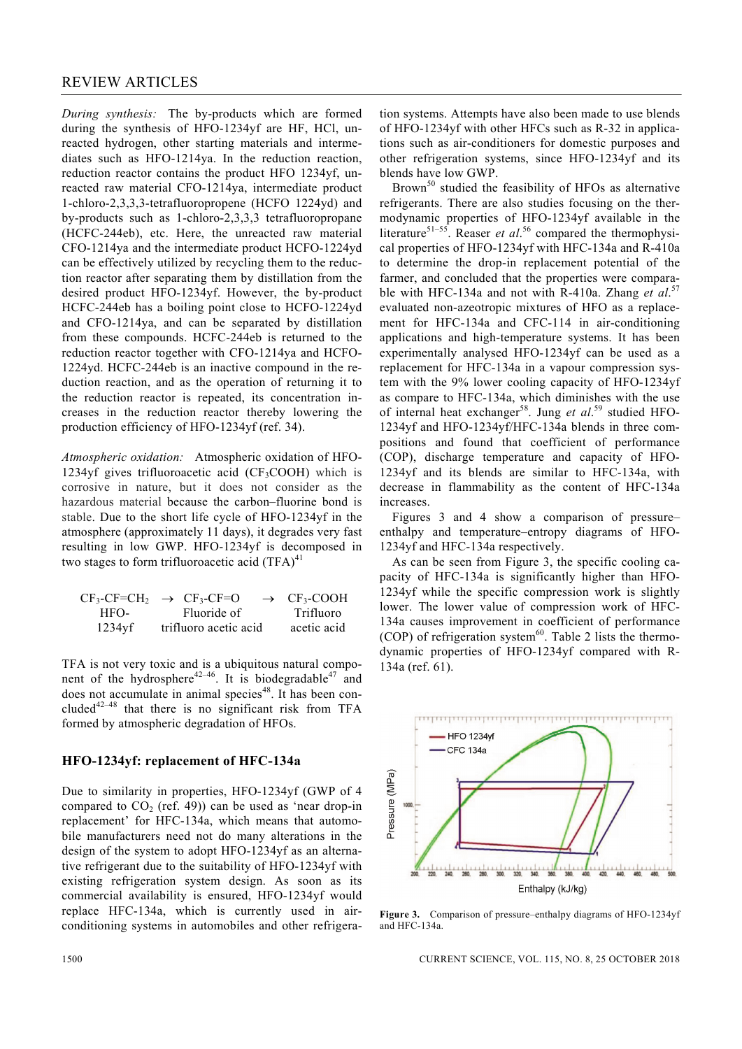*During synthesis:* The by-products which are formed during the synthesis of HFO-1234yf are HF, HCl, unreacted hydrogen, other starting materials and intermediates such as HFO-1214ya. In the reduction reaction, reduction reactor contains the product HFO 1234yf, unreacted raw material CFO-1214ya, intermediate product 1-chloro-2,3,3,3-tetrafluoropropene (HCFO 1224yd) and by-products such as 1-chloro-2,3,3,3 tetrafluoropropane (HCFC-244eb), etc. Here, the unreacted raw material CFO-1214ya and the intermediate product HCFO-1224yd can be effectively utilized by recycling them to the reduction reactor after separating them by distillation from the desired product HFO-1234yf. However, the by-product HCFC-244eb has a boiling point close to HCFO-1224yd and CFO-1214ya, and can be separated by distillation from these compounds. HCFC-244eb is returned to the reduction reactor together with CFO-1214ya and HCFO-1224yd. HCFC-244eb is an inactive compound in the reduction reaction, and as the operation of returning it to the reduction reactor is repeated, its concentration increases in the reduction reactor thereby lowering the production efficiency of HFO-1234yf (ref. 34).

*Atmospheric oxidation:* Atmospheric oxidation of HFO-1234yf gives trifluoroacetic acid ($CF_3COOH$) which is corrosive in nature, but it does not consider as the hazardous material because the carbon–fluorine bond is stable. Due to the short life cycle of HFO-1234yf in the atmosphere (approximately 11 days), it degrades very fast resulting in low GWP. HFO-1234yf is decomposed in two stages to form trifluoroacetic acid (TFA)[41]

$$\underset{\text{HFO-1234yf}}{CF_3\text{-}CF{=}CH_2} \rightarrow \underset{\text{Fluoride of trifluoro acetic acid}}{CF_3\text{-}CF{=}O} \rightarrow \underset{\text{Trifluoro acetic acid}}{CF_3\text{-}COOH}$$

TFA is not very toxic and is a ubiquitous natural component of the hydrosphere[42–46]. It is biodegradable[47] and does not accumulate in animal species[48]. It has been concluded[42–48] that there is no significant risk from TFA formed by atmospheric degradation of HFOs.

## HFO-1234yf: replacement of HFC-134a

Due to similarity in properties, HFO-1234yf (GWP of 4 compared to $CO_2$ (ref. 49)) can be used as 'near drop-in replacement' for HFC-134a, which means that automobile manufacturers need not do many alterations in the design of the system to adopt HFO-1234yf as an alternative refrigerant due to the suitability of HFO-1234yf with existing refrigeration system design. As soon as its commercial availability is ensured, HFO-1234yf would replace HFC-134a, which is currently used in air-conditioning systems in automobiles and other refrigeration systems. Attempts have also been made to use blends of HFO-1234yf with other HFCs such as R-32 in applications such as air-conditioners for domestic purposes and other refrigeration systems, since HFO-1234yf and its blends have low GWP.

Brown[50] studied the feasibility of HFOs as alternative refrigerants. There are also studies focusing on the thermodynamic properties of HFO-1234yf available in the literature[51–55]. Reaser *et al.*[56] compared the thermophysical properties of HFO-1234yf with HFC-134a and R-410a to determine the drop-in replacement potential of the farmer, and concluded that the properties were comparable with HFC-134a and not with R-410a. Zhang *et al.*[57] evaluated non-azeotropic mixtures of HFO as a replacement for HFC-134a and CFC-114 in air-conditioning applications and high-temperature systems. It has been experimentally analysed HFO-1234yf can be used as a replacement for HFC-134a in a vapour compression system with the 9% lower cooling capacity of HFO-1234yf as compare to HFC-134a, which diminishes with the use of internal heat exchanger[58]. Jung *et al.*[59] studied HFO-1234yf and HFO-1234yf/HFC-134a blends in three compositions and found that coefficient of performance (COP), discharge temperature and capacity of HFO-1234yf and its blends are similar to HFC-134a, with decrease in flammability as the content of HFC-134a increases.

Figures 3 and 4 show a comparison of pressure–enthalpy and temperature–entropy diagrams of HFO-1234yf and HFC-134a respectively.

As can be seen from Figure 3, the specific cooling capacity of HFC-134a is significantly higher than HFO-1234yf while the specific compression work is slightly lower. The lower value of compression work of HFC-134a causes improvement in coefficient of performance (COP) of refrigeration system[60]. Table 2 lists the thermodynamic properties of HFO-1234yf compared with R-134a (ref. 61).

**Figure 3.** Comparison of pressure–enthalpy diagrams of HFO-1234yf and HFC-134a.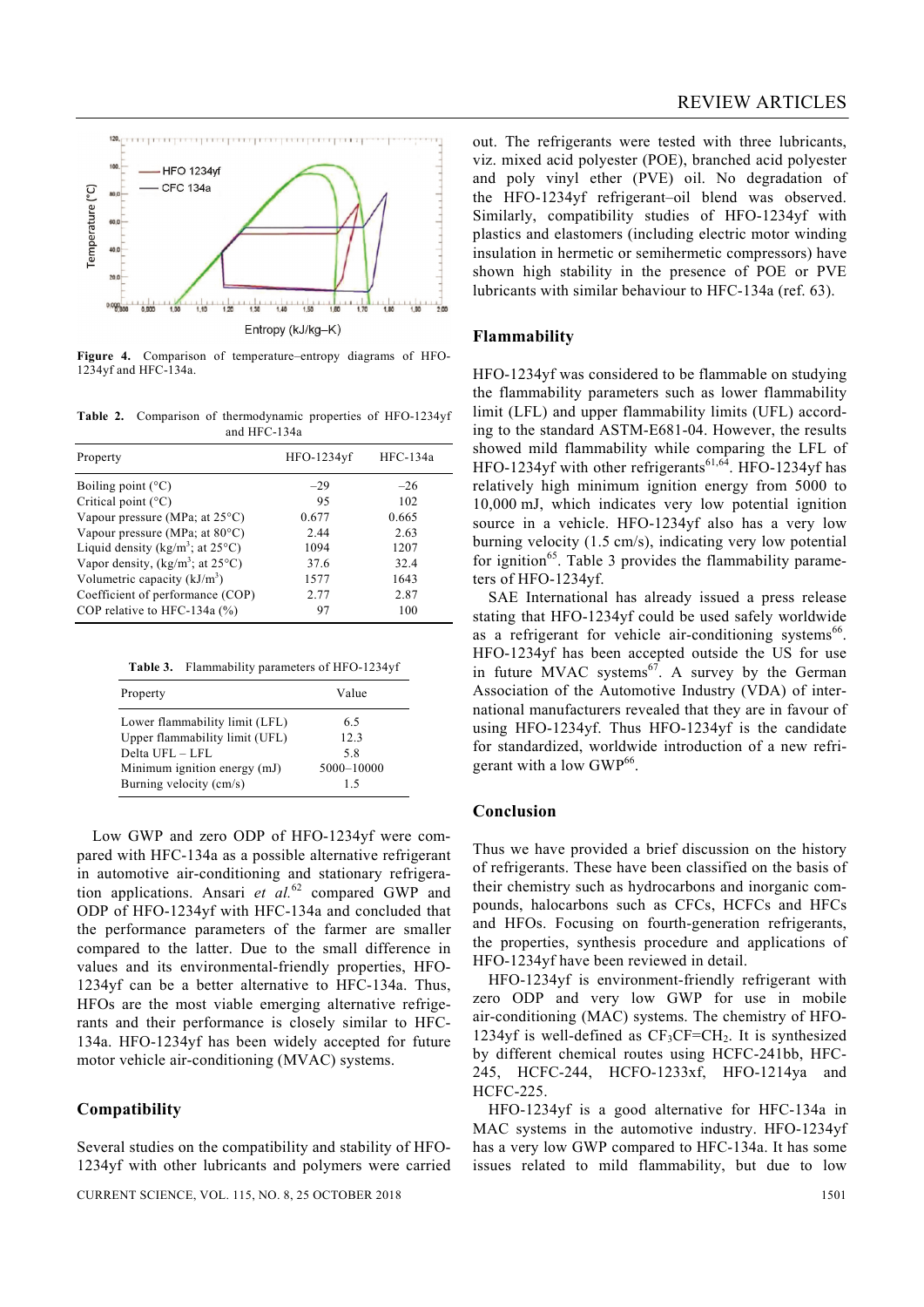Figure 4. Comparison of temperature–entropy diagrams of HFO-1234yf and HFC-134a.

Table 2. Comparison of thermodynamic properties of HFO-1234yf and HFC-134a

| Property | HFO-1234yf | HFC-134a |
|---|---|---|
| Boiling point (°C) | –29 | –26 |
| Critical point (°C) | 95 | 102 |
| Vapour pressure (MPa; at 25°C) | 0.677 | 0.665 |
| Vapour pressure (MPa; at 80°C) | 2.44 | 2.63 |
| Liquid density (kg/m$^3$; at 25°C) | 1094 | 1207 |
| Vapor density, (kg/m$^3$; at 25°C) | 37.6 | 32.4 |
| Volumetric capacity (kJ/m$^3$) | 1577 | 1643 |
| Coefficient of performance (COP) | 2.77 | 2.87 |
| COP relative to HFC-134a (%) | 97 | 100 |

Table 3. Flammability parameters of HFO-1234yf

| Property | Value |
|---|---|
| Lower flammability limit (LFL) | 6.5 |
| Upper flammability limit (UFL) | 12.3 |
| Delta UFL – LFL | 5.8 |
| Minimum ignition energy (mJ) | 5000–10000 |
| Burning velocity (cm/s) | 1.5 |

Low GWP and zero ODP of HFO-1234yf were compared with HFC-134a as a possible alternative refrigerant in automotive air-conditioning and stationary refrigeration applications. Ansari *et al.*[62] compared GWP and ODP of HFO-1234yf with HFC-134a and concluded that the performance parameters of the farmer are smaller compared to the latter. Due to the small difference in values and its environmental-friendly properties, HFO-1234yf can be a better alternative to HFC-134a. Thus, HFOs are the most viable emerging alternative refrigerants and their performance is closely similar to HFC-134a. HFO-1234yf has been widely accepted for future motor vehicle air-conditioning (MVAC) systems.

## Compatibility

Several studies on the compatibility and stability of HFO-1234yf with other lubricants and polymers were carried out. The refrigerants were tested with three lubricants, viz. mixed acid polyester (POE), branched acid polyester and poly vinyl ether (PVE) oil. No degradation of the HFO-1234yf refrigerant–oil blend was observed. Similarly, compatibility studies of HFO-1234yf with plastics and elastomers (including electric motor winding insulation in hermetic or semihermetic compressors) have shown high stability in the presence of POE or PVE lubricants with similar behaviour to HFC-134a (ref. 63).

## Flammability

HFO-1234yf was considered to be flammable on studying the flammability parameters such as lower flammability limit (LFL) and upper flammability limits (UFL) according to the standard ASTM-E681-04. However, the results showed mild flammability while comparing the LFL of HFO-1234yf with other refrigerants[61,64]. HFO-1234yf has relatively high minimum ignition energy from 5000 to 10,000 mJ, which indicates very low potential ignition source in a vehicle. HFO-1234yf also has a very low burning velocity (1.5 cm/s), indicating very low potential for ignition[65]. Table 3 provides the flammability parameters of HFO-1234yf.

SAE International has already issued a press release stating that HFO-1234yf could be used safely worldwide as a refrigerant for vehicle air-conditioning systems[66]. HFO-1234yf has been accepted outside the US for use in future MVAC systems[67]. A survey by the German Association of the Automotive Industry (VDA) of international manufacturers revealed that they are in favour of using HFO-1234yf. Thus HFO-1234yf is the candidate for standardized, worldwide introduction of a new refrigerant with a low GWP[66].

## Conclusion

Thus we have provided a brief discussion on the history of refrigerants. These have been classified on the basis of their chemistry such as hydrocarbons and inorganic compounds, halocarbons such as CFCs, HCFCs and HFCs and HFOs. Focusing on fourth-generation refrigerants, the properties, synthesis procedure and applications of HFO-1234yf have been reviewed in detail.

HFO-1234yf is environment-friendly refrigerant with zero ODP and very low GWP for use in mobile air-conditioning (MAC) systems. The chemistry of HFO-1234yf is well-defined as $CF_3CF{=}CH_2$. It is synthesized by different chemical routes using HCFC-241bb, HFC-245, HCFC-244, HCFO-1233xf, HFO-1214ya and HCFC-225.

HFO-1234yf is a good alternative for HFC-134a in MAC systems in the automotive industry. HFO-1234yf has a very low GWP compared to HFC-134a. It has some issues related to mild flammability, but due to low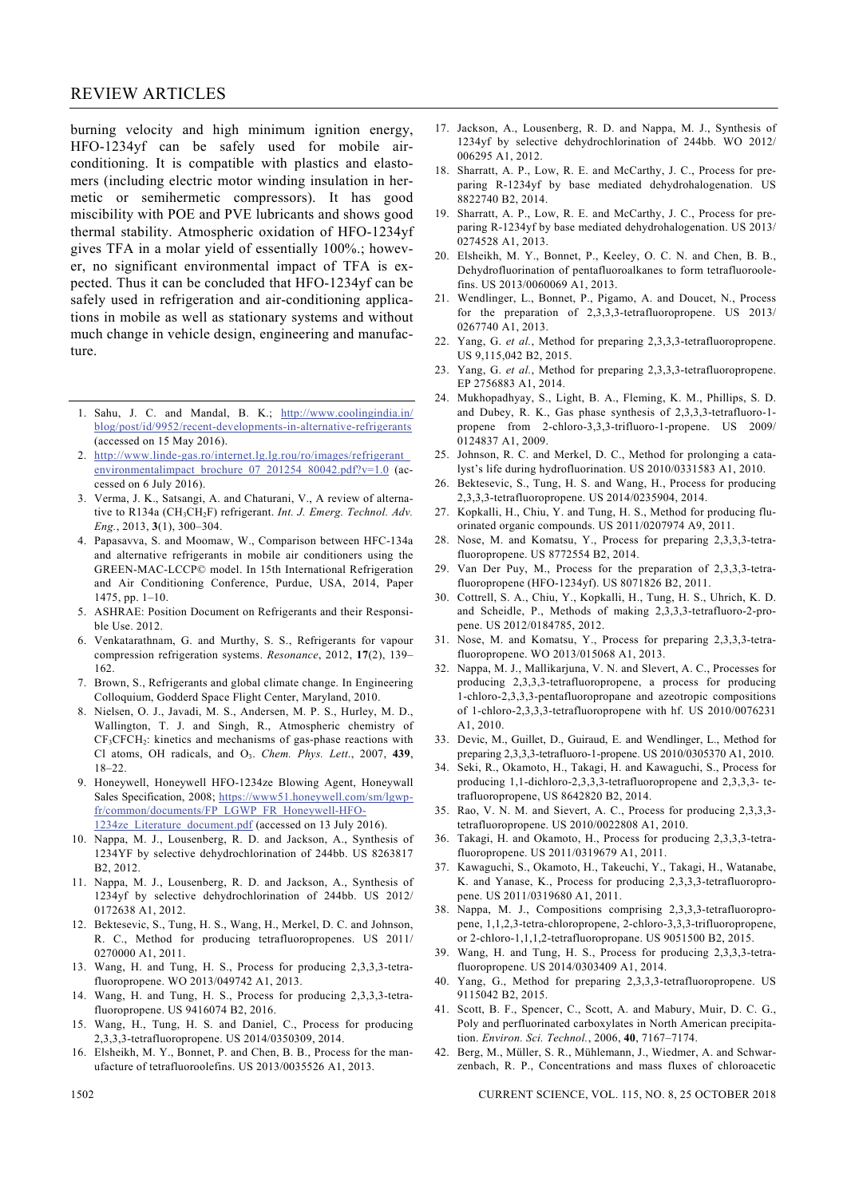burning velocity and high minimum ignition energy, HFO-1234yf can be safely used for mobile air-conditioning. It is compatible with plastics and elastomers (including electric motor winding insulation in hermetic or semihermetic compressors). It has good miscibility with POE and PVE lubricants and shows good thermal stability. Atmospheric oxidation of HFO-1234yf gives TFA in a molar yield of essentially 100%.; however, no significant environmental impact of TFA is expected. Thus it can be concluded that HFO-1234yf can be safely used in refrigeration and air-conditioning applications in mobile as well as stationary systems and without much change in vehicle design, engineering and manufacture.

---

1. Sahu, J. C. and Mandal, B. K.; http://www.coolingindia.in/blog/post/id/9952/recent-developments-in-alternative-refrigerants (accessed on 15 May 2016).
2. http://www.linde-gas.ro/internet.lg.lg.rou/ro/images/refrigerant_environmentalimpact_brochure_07_201254_80042.pdf?v=1.0 (accessed on 6 July 2016).
3. Verma, J. K., Satsangi, A. and Chaturani, V., A review of alternative to R134a ($CH_3CH_2F$) refrigerant. *Int. J. Emerg. Technol. Adv. Eng.*, 2013, **3**(1), 300–304.
4. Papasavva, S. and Moomaw, W., Comparison between HFC-134a and alternative refrigerants in mobile air conditioners using the GREEN-MAC-LCCP© model. In 15th International Refrigeration and Air Conditioning Conference, Purdue, USA, 2014, Paper 1475, pp. 1–10.
5. ASHRAE: Position Document on Refrigerants and their Responsible Use. 2012.
6. Venkatarathnam, G. and Murthy, S. S., Refrigerants for vapour compression refrigeration systems. *Resonance*, 2012, **17**(2), 139–162.
7. Brown, S., Refrigerants and global climate change. In Engineering Colloquium, Godderd Space Flight Center, Maryland, 2010.
8. Nielsen, O. J., Javadi, M. S., Andersen, M. P. S., Hurley, M. D., Wallington, T. J. and Singh, R., Atmospheric chemistry of $CF_3CFCH_2$: kinetics and mechanisms of gas-phase reactions with Cl atoms, OH radicals, and $O_3$. *Chem. Phys. Lett.*, 2007, **439**, 18–22.
9. Honeywell, Honeywell HFO-1234ze Blowing Agent, Honeywall Sales Specification, 2008; https://www51.honeywell.com/sm/lgwp-fr/common/documents/FP_LGWP_FR_Honeywell-HFO-1234ze_Literature_document.pdf (accessed on 13 July 2016).
10. Nappa, M. J., Lousenberg, R. D. and Jackson, A., Synthesis of 1234YF by selective dehydrochlorination of 244bb. US 8263817 B2, 2012.
11. Nappa, M. J., Lousenberg, R. D. and Jackson, A., Synthesis of 1234yf by selective dehydrochlorination of 244bb. US 2012/0172638 A1, 2012.
12. Bektesevic, S., Tung, H. S., Wang, H., Merkel, D. C. and Johnson, R. C., Method for producing tetrafluoropropenes. US 2011/0270000 A1, 2011.
13. Wang, H. and Tung, H. S., Process for producing 2,3,3,3-tetrafluoropropene. WO 2013/049742 A1, 2013.
14. Wang, H. and Tung, H. S., Process for producing 2,3,3,3-tetrafluoropropene. US 9416074 B2, 2016.
15. Wang, H., Tung, H. S. and Daniel, C., Process for producing 2,3,3,3-tetrafluoropropene. US 2014/0350309, 2014.
16. Elsheikh, M. Y., Bonnet, P. and Chen, B. B., Process for the manufacture of tetrafluoroolefins. US 2013/0035526 A1, 2013.
17. Jackson, A., Lousenberg, R. D. and Nappa, M. J., Synthesis of 1234yf by selective dehydrochlorination of 244bb. WO 2012/006295 A1, 2012.
18. Sharratt, A. P., Low, R. E. and McCarthy, J. C., Process for preparing R-1234yf by base mediated dehydrohalogenation. US 8822740 B2, 2014.
19. Sharratt, A. P., Low, R. E. and McCarthy, J. C., Process for preparing R-1234yf by base mediated dehydrohalogenation. US 2013/0274528 A1, 2013.
20. Elsheikh, M. Y., Bonnet, P., Keeley, O. C. N. and Chen, B. B., Dehydrofluorination of pentafluoroalkanes to form tetrafluoroolefins. US 2013/0060069 A1, 2013.
21. Wendlinger, L., Bonnet, P., Pigamo, A. and Doucet, N., Process for the preparation of 2,3,3,3-tetrafluoropropene. US 2013/0267740 A1, 2013.
22. Yang, G. *et al.*, Method for preparing 2,3,3,3-tetrafluoropropene. US 9,115,042 B2, 2015.
23. Yang, G. *et al.*, Method for preparing 2,3,3,3-tetrafluoropropene. EP 2756883 A1, 2014.
24. Mukhopadhyay, S., Light, B. A., Fleming, K. M., Phillips, S. D. and Dubey, R. K., Gas phase synthesis of 2,3,3,3-tetrafluoro-1-propene from 2-chloro-3,3,3-trifluoro-1-propene. US 2009/0124837 A1, 2009.
25. Johnson, R. C. and Merkel, D. C., Method for prolonging a catalyst's life during hydrofluorination. US 2010/0331583 A1, 2010.
26. Bektesevic, S., Tung, H. S. and Wang, H., Process for producing 2,3,3,3-tetrafluoropropene. US 2014/0235904, 2014.
27. Kopkalli, H., Chiu, Y. and Tung, H. S., Method for producing fluorinated organic compounds. US 2011/0207974 A9, 2011.
28. Nose, M. and Komatsu, Y., Process for preparing 2,3,3,3-tetrafluoropropene. US 8772554 B2, 2014.
29. Van Der Puy, M., Process for the preparation of 2,3,3,3-tetrafluoropropene (HFO-1234yf). US 8071826 B2, 2011.
30. Cottrell, S. A., Chiu, Y., Kopkalli, H., Tung, H. S., Uhrich, K. D. and Scheidle, P., Methods of making 2,3,3,3-tetrafluoro-2-propene. US 2012/0184785, 2012.
31. Nose, M. and Komatsu, Y., Process for preparing 2,3,3,3-tetrafluoropropene. WO 2013/015068 A1, 2013.
32. Nappa, M. J., Mallikarjuna, V. N. and Slevert, A. C., Processes for producing 2,3,3,3-tetrafluoropropene, a process for producing 1-chloro-2,3,3,3-pentafluoropropane and azeotropic compositions of 1-chloro-2,3,3,3-tetrafluoropropene with hf. US 2010/0076231 A1, 2010.
33. Devic, M., Guillet, D., Guiraud, E. and Wendlinger, L., Method for preparing 2,3,3,3-tetrafluoro-1-propene. US 2010/0305370 A1, 2010.
34. Seki, R., Okamoto, H., Takagi, H. and Kawaguchi, S., Process for producing 1,1-dichloro-2,3,3,3-tetrafluoropropene and 2,3,3,3- tetrafluoropropene, US 8642820 B2, 2014.
35. Rao, V. N. M. and Sievert, A. C., Process for producing 2,3,3,3-tetrafluoropropene. US 2010/0022808 A1, 2010.
36. Takagi, H. and Okamoto, H., Process for producing 2,3,3,3-tetrafluoropropene. US 2011/0319679 A1, 2011.
37. Kawaguchi, S., Okamoto, H., Takeuchi, Y., Takagi, H., Watanabe, K. and Yanase, K., Process for producing 2,3,3,3-tetrafluoropropene. US 2011/0319680 A1, 2011.
38. Nappa, M. J., Compositions comprising 2,3,3,3-tetrafluoropropene, 1,1,2,3-tetra-chloropropene, 2-chloro-3,3,3-trifluoropropene, or 2-chloro-1,1,1,2-tetrafluoropropane. US 9051500 B2, 2015.
39. Wang, H. and Tung, H. S., Process for producing 2,3,3,3-tetrafluoropropene. US 2014/0303409 A1, 2014.
40. Yang, G., Method for preparing 2,3,3,3-tetrafluoropropene. US 9115042 B2, 2015.
41. Scott, B. F., Spencer, C., Scott, A. and Mabury, Muir, D. C. G., Poly and perfluorinated carboxylates in North American precipitation. *Environ. Sci. Technol.*, 2006, **40**, 7167–7174.
42. Berg, M., Müller, S. R., Mühlemann, J., Wiedmer, A. and Schwarzenbach, R. P., Concentrations and mass fluxes of chloroacetic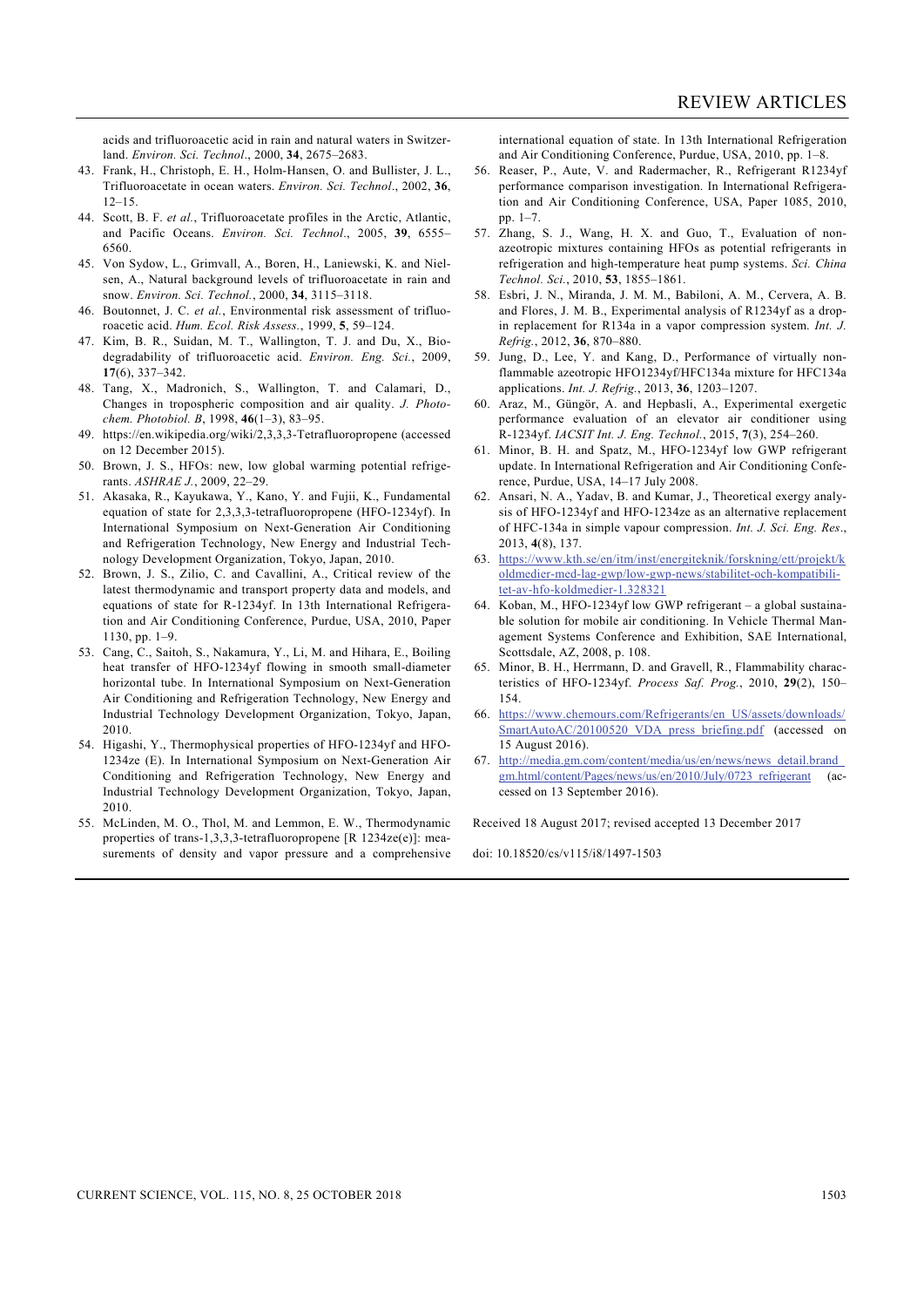acids and trifluoroacetic acid in rain and natural waters in Switzerland. *Environ. Sci. Technol*., 2000, **34**, 2675–2683.

43. Frank, H., Christoph, E. H., Holm-Hansen, O. and Bullister, J. L., Trifluoroacetate in ocean waters. *Environ. Sci. Technol*., 2002, **36**, 12–15.
44. Scott, B. F. *et al.*, Trifluoroacetate profiles in the Arctic, Atlantic, and Pacific Oceans. *Environ. Sci. Technol*., 2005, **39**, 6555–6560.
45. Von Sydow, L., Grimvall, A., Boren, H., Laniewski, K. and Nielsen, A., Natural background levels of trifluoroacetate in rain and snow. *Environ. Sci. Technol.*, 2000, **34**, 3115–3118.
46. Boutonnet, J. C. *et al.*, Environmental risk assessment of trifluoroacetic acid. *Hum. Ecol. Risk Assess.*, 1999, **5**, 59–124.
47. Kim, B. R., Suidan, M. T., Wallington, T. J. and Du, X., Biodegradability of trifluoroacetic acid. *Environ. Eng. Sci.*, 2009, **17**(6), 337–342.
48. Tang, X., Madronich, S., Wallington, T. and Calamari, D., Changes in tropospheric composition and air quality. *J. Photochem. Photobiol. B*, 1998, **46**(1–3), 83–95.
49. https://en.wikipedia.org/wiki/2,3,3,3-Tetrafluoropropene (accessed on 12 December 2015).
50. Brown, J. S., HFOs: new, low global warming potential refrigerants. *ASHRAE J.*, 2009, 22–29.
51. Akasaka, R., Kayukawa, Y., Kano, Y. and Fujii, K., Fundamental equation of state for 2,3,3,3-tetrafluoropropene (HFO-1234yf). In International Symposium on Next-Generation Air Conditioning and Refrigeration Technology, New Energy and Industrial Technology Development Organization, Tokyo, Japan, 2010.
52. Brown, J. S., Zilio, C. and Cavallini, A., Critical review of the latest thermodynamic and transport property data and models, and equations of state for R-1234yf. In 13th International Refrigeration and Air Conditioning Conference, Purdue, USA, 2010, Paper 1130, pp. 1–9.
53. Cang, C., Saitoh, S., Nakamura, Y., Li, M. and Hihara, E., Boiling heat transfer of HFO-1234yf flowing in smooth small-diameter horizontal tube. In International Symposium on Next-Generation Air Conditioning and Refrigeration Technology, New Energy and Industrial Technology Development Organization, Tokyo, Japan, 2010.
54. Higashi, Y., Thermophysical properties of HFO-1234yf and HFO-1234ze (E). In International Symposium on Next-Generation Air Conditioning and Refrigeration Technology, New Energy and Industrial Technology Development Organization, Tokyo, Japan, 2010.
55. McLinden, M. O., Thol, M. and Lemmon, E. W., Thermodynamic properties of trans-1,3,3,3-tetrafluoropropene [R 1234ze(e)]: measurements of density and vapor pressure and a comprehensive international equation of state. In 13th International Refrigeration and Air Conditioning Conference, Purdue, USA, 2010, pp. 1–8.
56. Reaser, P., Aute, V. and Radermacher, R., Refrigerant R1234yf performance comparison investigation. In International Refrigeration and Air Conditioning Conference, USA, Paper 1085, 2010, pp. 1–7.
57. Zhang, S. J., Wang, H. X. and Guo, T., Evaluation of non-azeotropic mixtures containing HFOs as potential refrigerants in refrigeration and high-temperature heat pump systems. *Sci. China Technol. Sci.*, 2010, **53**, 1855–1861.
58. Esbri, J. N., Miranda, J. M. M., Babiloni, A. M., Cervera, A. B. and Flores, J. M. B., Experimental analysis of R1234yf as a drop-in replacement for R134a in a vapor compression system. *Int. J. Refrig.*, 2012, **36**, 870–880.
59. Jung, D., Lee, Y. and Kang, D., Performance of virtually non-flammable azeotropic HFO1234yf/HFC134a mixture for HFC134a applications. *Int. J. Refrig.*, 2013, **36**, 1203–1207.
60. Araz, M., Güngör, A. and Hepbasli, A., Experimental exergetic performance evaluation of an elevator air conditioner using R-1234yf. *IACSIT Int. J. Eng. Technol.*, 2015, **7**(3), 254–260.
61. Minor, B. H. and Spatz, M., HFO-1234yf low GWP refrigerant update. In International Refrigeration and Air Conditioning Conference, Purdue, USA, 14–17 July 2008.
62. Ansari, N. A., Yadav, B. and Kumar, J., Theoretical exergy analysis of HFO-1234yf and HFO-1234ze as an alternative replacement of HFC-134a in simple vapour compression. *Int. J. Sci. Eng. Res*., 2013, **4**(8), 137.
63. https://www.kth.se/en/itm/inst/energiteknik/forskning/ett/projekt/koldmedier-med-lag-gwp/low-gwp-news/stabilitet-och-kompatibilitet-av-hfo-koldmedier-1.328321
64. Koban, M., HFO-1234yf low GWP refrigerant – a global sustainable solution for mobile air conditioning. In Vehicle Thermal Management Systems Conference and Exhibition, SAE International, Scottsdale, AZ, 2008, p. 108.
65. Minor, B. H., Herrmann, D. and Gravell, R., Flammability characteristics of HFO-1234yf. *Process Saf. Prog.*, 2010, **29**(2), 150–154.
66. https://www.chemours.com/Refrigerants/en_US/assets/downloads/SmartAutoAC/20100520_VDA_press_briefing.pdf (accessed on 15 August 2016).
67. http://media.gm.com/content/media/us/en/news/news_detail.brand_gm.html/content/Pages/news/us/en/2010/July/0723_refrigerant (accessed on 13 September 2016).

Received 18 August 2017; revised accepted 13 December 2017

doi: 10.18520/cs/v115/i8/1497-1503